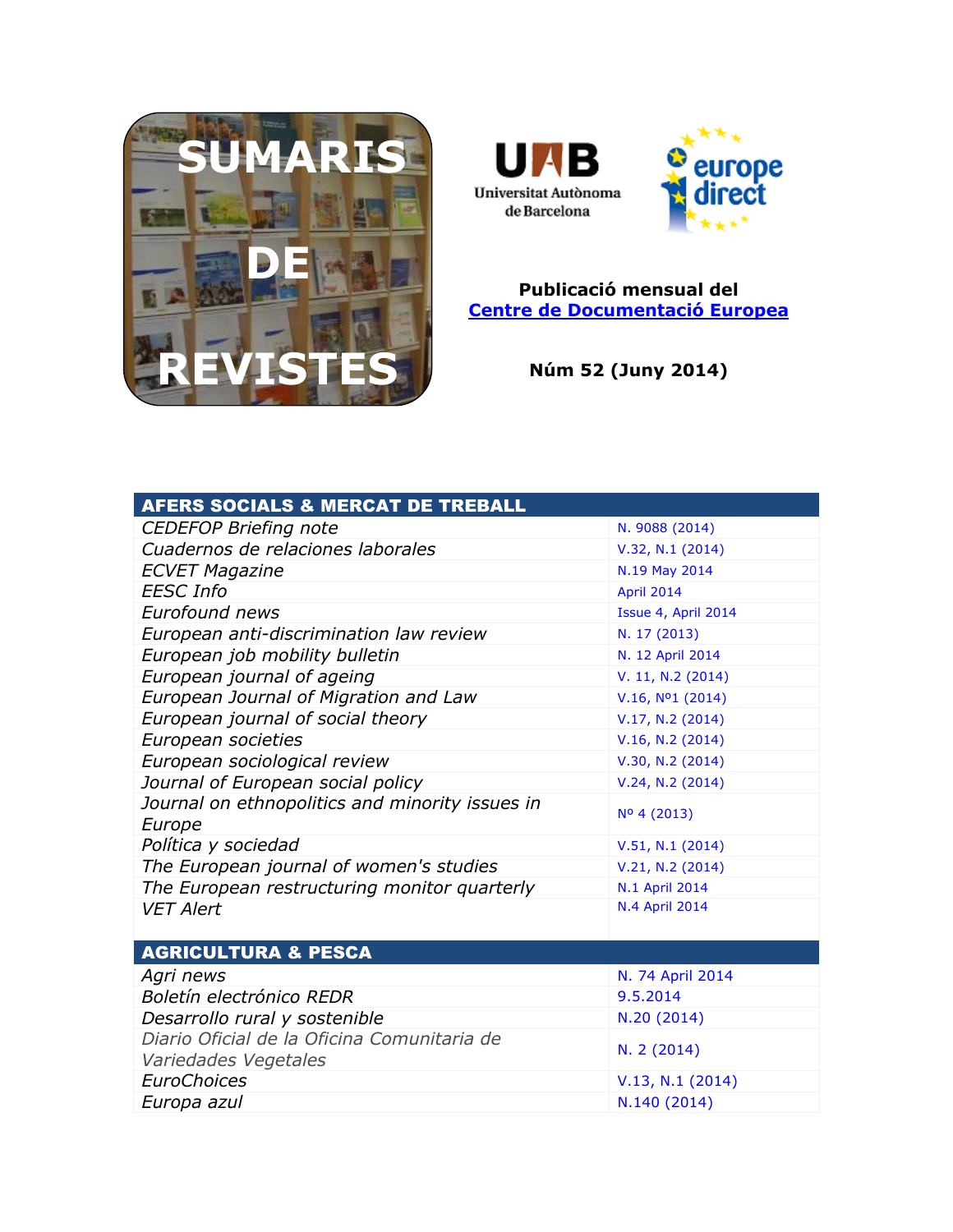# SUMARIS DE REVISTES

UAB Universitat Autònoma de Barcelona

europe direct

**Publicació mensual del**
**[Centre de Documentació Europea]()**

**Núm 52 (Juny 2014)**

| AFERS SOCIALS & MERCAT DE TREBALL | |
|---|---|
| *CEDEFOP Briefing note* | N. 9088 (2014) |
| *Cuadernos de relaciones laborales* | V.32, N.1 (2014) |
| *ECVET Magazine* | N.19 May 2014 |
| *EESC Info* | April 2014 |
| *Eurofound news* | Issue 4, April 2014 |
| *European anti-discrimination law review* | N. 17 (2013) |
| *European job mobility bulletin* | N. 12 April 2014 |
| *European journal of ageing* | V. 11, N.2 (2014) |
| *European Journal of Migration and Law* | V.16, Nº1 (2014) |
| *European journal of social theory* | V.17, N.2 (2014) |
| *European societies* | V.16, N.2 (2014) |
| *European sociological review* | V.30, N.2 (2014) |
| *Journal of European social policy* | V.24, N.2 (2014) |
| *Journal on ethnopolitics and minority issues in Europe* | Nº 4 (2013) |
| *Política y sociedad* | V.51, N.1 (2014) |
| *The European journal of women's studies* | V.21, N.2 (2014) |
| *The European restructuring monitor quarterly* | N.1 April 2014 |
| *VET Alert* | N.4 April 2014 |

| AGRICULTURA & PESCA | |
|---|---|
| *Agri news* | N. 74 April 2014 |
| *Boletín electrónico REDR* | 9.5.2014 |
| *Desarrollo rural y sostenible* | N.20 (2014) |
| *Diario Oficial de la Oficina Comunitaria de Variedades Vegetales* | N. 2 (2014) |
| *EuroChoices* | V.13, N.1 (2014) |
| *Europa azul* | N.140 (2014) |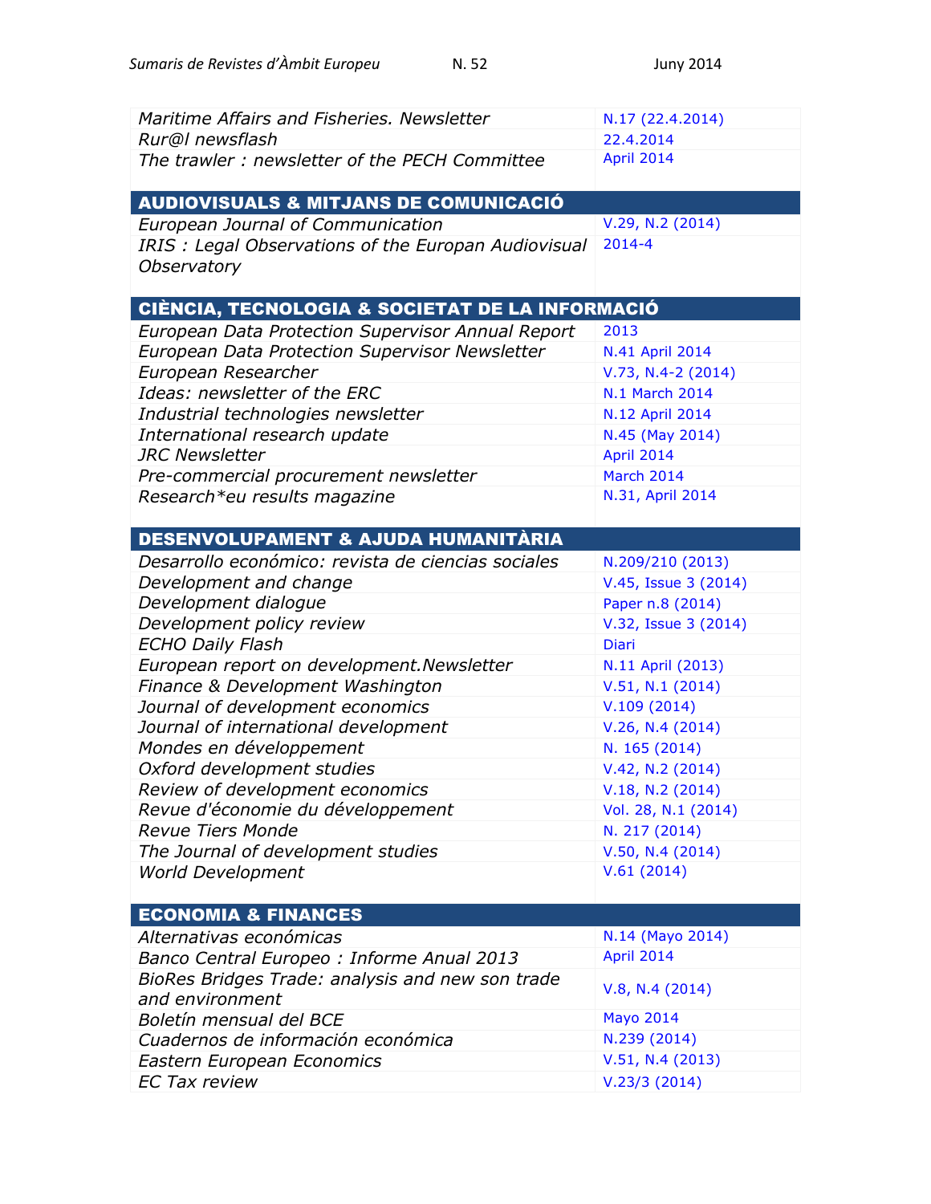| | |
|---|---|
| *Maritime Affairs and Fisheries. Newsletter* | N.17 (22.4.2014) |
| *Rur@l newsflash* | 22.4.2014 |
| *The trawler : newsletter of the PECH Committee* | April 2014 |

## AUDIOVISUALS & MITJANS DE COMUNICACIÓ

| | |
|---|---|
| *European Journal of Communication* | V.29, N.2 (2014) |
| *IRIS : Legal Observations of the Europan Audiovisual Observatory* | 2014-4 |

## CIÈNCIA, TECNOLOGIA & SOCIETAT DE LA INFORMACIÓ

| | |
|---|---|
| *European Data Protection Supervisor Annual Report* | 2013 |
| *European Data Protection Supervisor Newsletter* | N.41 April 2014 |
| *European Researcher* | V.73, N.4-2 (2014) |
| *Ideas: newsletter of the ERC* | N.1 March 2014 |
| *Industrial technologies newsletter* | N.12 April 2014 |
| *International research update* | N.45 (May 2014) |
| *JRC Newsletter* | April 2014 |
| *Pre-commercial procurement newsletter* | March 2014 |
| *Research*eu results magazine* | N.31, April 2014 |

## DESENVOLUPAMENT & AJUDA HUMANITÀRIA

| | |
|---|---|
| *Desarrollo económico: revista de ciencias sociales* | N.209/210 (2013) |
| *Development and change* | V.45, Issue 3 (2014) |
| *Development dialogue* | Paper n.8 (2014) |
| *Development policy review* | V.32, Issue 3 (2014) |
| *ECHO Daily Flash* | Diari |
| *European report on development.Newsletter* | N.11 April (2013) |
| *Finance & Development Washington* | V.51, N.1 (2014) |
| *Journal of development economics* | V.109 (2014) |
| *Journal of international development* | V.26, N.4 (2014) |
| *Mondes en développement* | N. 165 (2014) |
| *Oxford development studies* | V.42, N.2 (2014) |
| *Review of development economics* | V.18, N.2 (2014) |
| *Revue d'économie du développement* | Vol. 28, N.1 (2014) |
| *Revue Tiers Monde* | N. 217 (2014) |
| *The Journal of development studies* | V.50, N.4 (2014) |
| *World Development* | V.61 (2014) |

## ECONOMIA & FINANCES

| | |
|---|---|
| *Alternativas económicas* | N.14 (Mayo 2014) |
| *Banco Central Europeo : Informe Anual 2013* | April 2014 |
| *BioRes Bridges Trade: analysis and new son trade and environment* | V.8, N.4 (2014) |
| *Boletín mensual del BCE* | Mayo 2014 |
| *Cuadernos de información económica* | N.239 (2014) |
| *Eastern European Economics* | V.51, N.4 (2013) |
| *EC Tax review* | V.23/3 (2014) |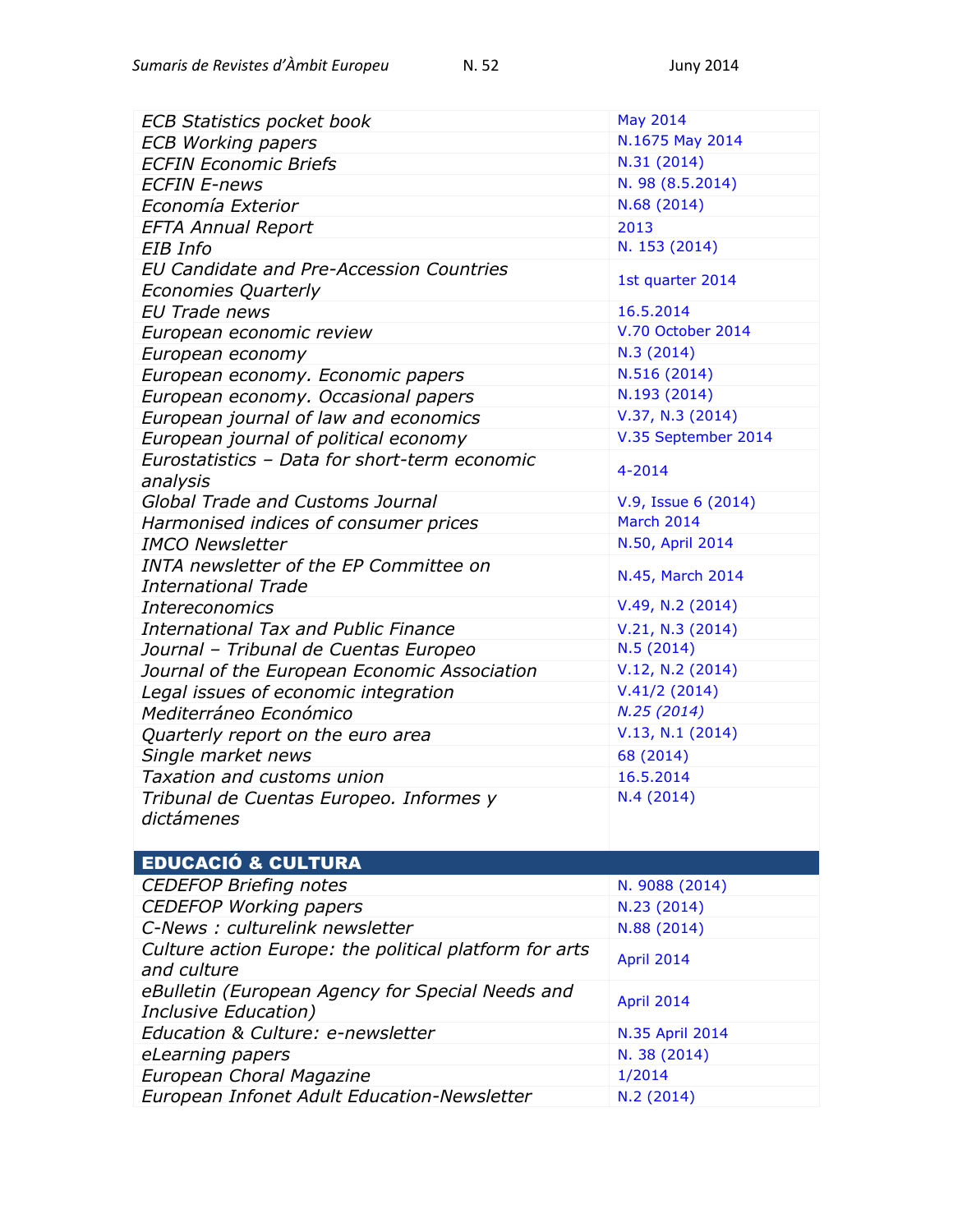| | |
|---|---|
| *ECB Statistics pocket book* | May 2014 |
| *ECB Working papers* | N.1675 May 2014 |
| *ECFIN Economic Briefs* | N.31 (2014) |
| *ECFIN E-news* | N. 98 (8.5.2014) |
| *Economía Exterior* | N.68 (2014) |
| *EFTA Annual Report* | 2013 |
| *EIB Info* | N. 153 (2014) |
| *EU Candidate and Pre-Accession Countries Economies Quarterly* | 1st quarter 2014 |
| *EU Trade news* | 16.5.2014 |
| *European economic review* | V.70 October 2014 |
| *European economy* | N.3 (2014) |
| *European economy. Economic papers* | N.516 (2014) |
| *European economy. Occasional papers* | N.193 (2014) |
| *European journal of law and economics* | V.37, N.3 (2014) |
| *European journal of political economy* | V.35 September 2014 |
| *Eurostatistics – Data for short-term economic analysis* | 4-2014 |
| *Global Trade and Customs Journal* | V.9, Issue 6 (2014) |
| *Harmonised indices of consumer prices* | March 2014 |
| *IMCO Newsletter* | N.50, April 2014 |
| *INTA newsletter of the EP Committee on International Trade* | N.45, March 2014 |
| *Intereconomics* | V.49, N.2 (2014) |
| *International Tax and Public Finance* | V.21, N.3 (2014) |
| *Journal – Tribunal de Cuentas Europeo* | N.5 (2014) |
| *Journal of the European Economic Association* | V.12, N.2 (2014) |
| *Legal issues of economic integration* | V.41/2 (2014) |
| *Mediterráneo Económico* | *N.25 (2014)* |
| *Quarterly report on the euro area* | V.13, N.1 (2014) |
| *Single market news* | 68 (2014) |
| *Taxation and customs union* | 16.5.2014 |
| *Tribunal de Cuentas Europeo. Informes y dictámenes* | N.4 (2014) |

## EDUCACIÓ & CULTURA

| | |
|---|---|
| *CEDEFOP Briefing notes* | N. 9088 (2014) |
| *CEDEFOP Working papers* | N.23 (2014) |
| *C-News : culturelink newsletter* | N.88 (2014) |
| *Culture action Europe: the political platform for arts and culture* | April 2014 |
| *eBulletin (European Agency for Special Needs and Inclusive Education)* | April 2014 |
| *Education & Culture: e-newsletter* | N.35 April 2014 |
| *eLearning papers* | N. 38 (2014) |
| *European Choral Magazine* | 1/2014 |
| *European Infonet Adult Education-Newsletter* | N.2 (2014) |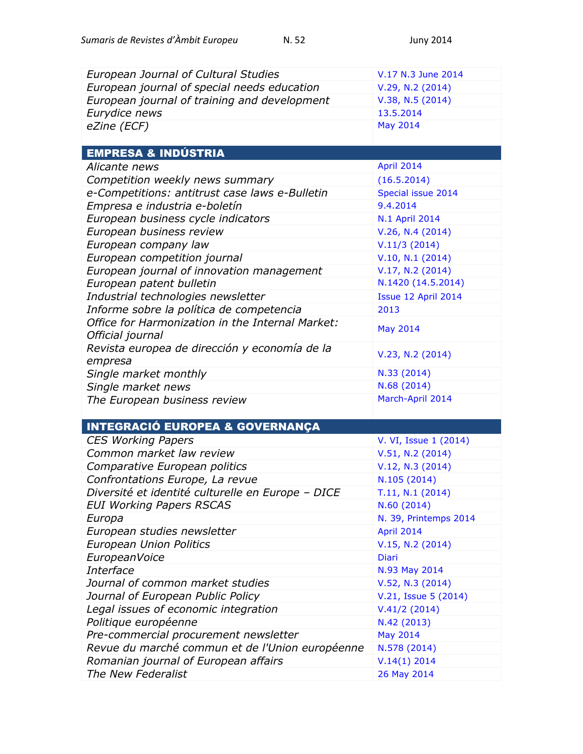| | |
|---|---|
| *European Journal of Cultural Studies* | V.17 N.3 June 2014 |
| *European journal of special needs education* | V.29, N.2 (2014) |
| *European journal of training and development* | V.38, N.5 (2014) |
| *Eurydice news* | 13.5.2014 |
| *eZine (ECF)* | May 2014 |

| **EMPRESA & INDÚSTRIA** | |
|---|---|
| *Alicante news* | April 2014 |
| *Competition weekly news summary* | (16.5.2014) |
| *e-Competitions: antitrust case laws e-Bulletin* | Special issue 2014 |
| *Empresa e industria e-boletín* | 9.4.2014 |
| *European business cycle indicators* | N.1 April 2014 |
| *European business review* | V.26, N.4 (2014) |
| *European company law* | V.11/3 (2014) |
| *European competition journal* | V.10, N.1 (2014) |
| *European journal of innovation management* | V.17, N.2 (2014) |
| *European patent bulletin* | N.1420 (14.5.2014) |
| *Industrial technologies newsletter* | Issue 12 April 2014 |
| *Informe sobre la política de competencia* | 2013 |
| *Office for Harmonization in the Internal Market: Official journal* | May 2014 |
| *Revista europea de dirección y economía de la empresa* | V.23, N.2 (2014) |
| *Single market monthly* | N.33 (2014) |
| *Single market news* | N.68 (2014) |
| *The European business review* | March-April 2014 |

| **INTEGRACIÓ EUROPEA & GOVERNANÇA** | |
|---|---|
| *CES Working Papers* | V. VI, Issue 1 (2014) |
| *Common market law review* | V.51, N.2 (2014) |
| *Comparative European politics* | V.12, N.3 (2014) |
| *Confrontations Europe, La revue* | N.105 (2014) |
| *Diversité et identité culturelle en Europe – DICE* | T.11, N.1 (2014) |
| *EUI Working Papers RSCAS* | N.60 (2014) |
| *Europa* | N. 39, Printemps 2014 |
| *European studies newsletter* | April 2014 |
| *European Union Politics* | V.15, N.2 (2014) |
| *EuropeanVoice* | Diari |
| *Interface* | N.93 May 2014 |
| *Journal of common market studies* | V.52, N.3 (2014) |
| *Journal of European Public Policy* | V.21, Issue 5 (2014) |
| *Legal issues of economic integration* | V.41/2 (2014) |
| *Politique européenne* | N.42 (2013) |
| *Pre-commercial procurement newsletter* | May 2014 |
| *Revue du marché commun et de l'Union européenne* | N.578 (2014) |
| *Romanian journal of European affairs* | V.14(1) 2014 |
| *The New Federalist* | 26 May 2014 |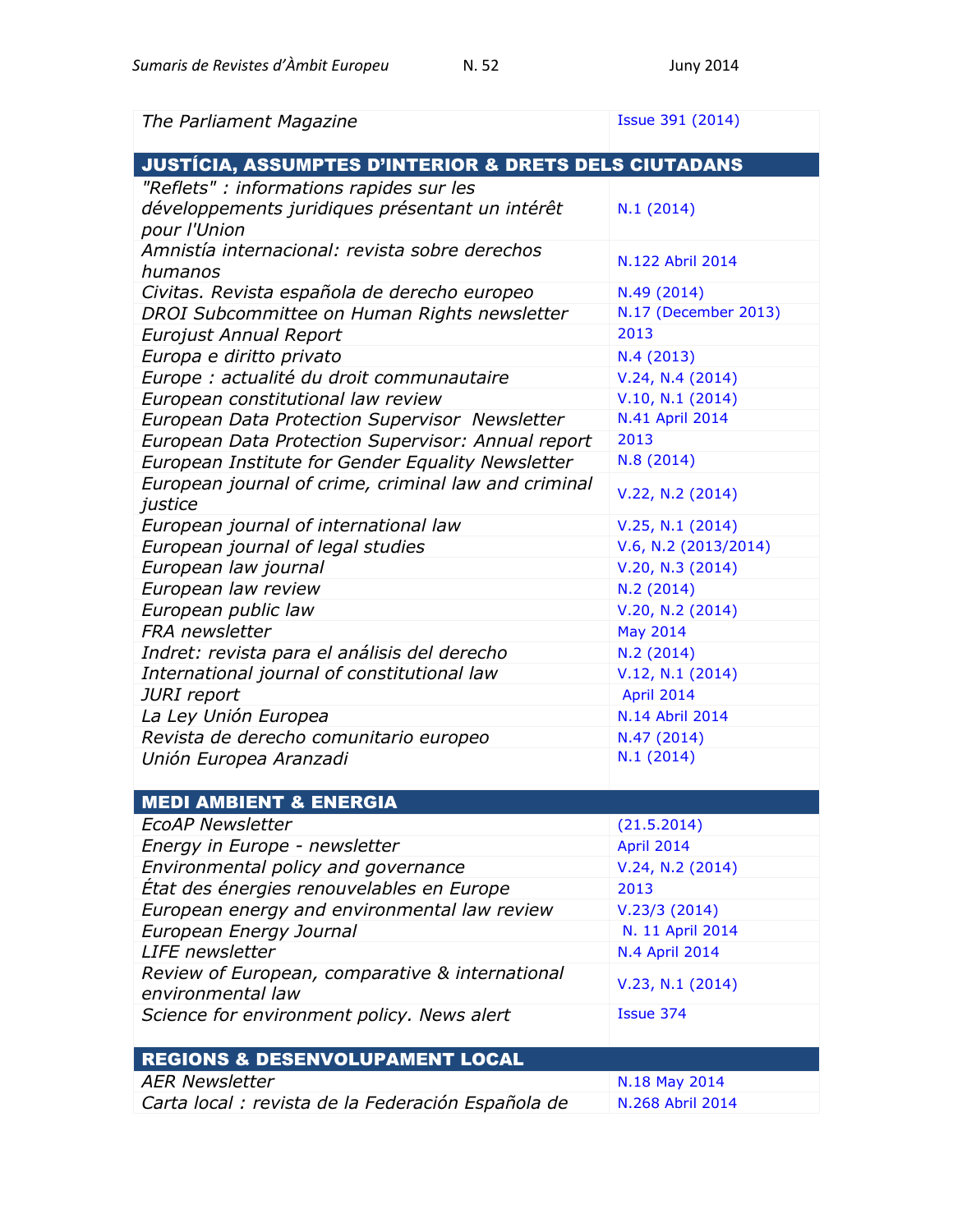| | |
|---|---|
| *The Parliament Magazine* | Issue 391 (2014) |
| **JUSTÍCIA, ASSUMPTES D'INTERIOR & DRETS DELS CIUTADANS** | |
| *"Reflets" : informations rapides sur les développements juridiques présentant un intérêt pour l'Union* | N.1 (2014) |
| *Amnistía internacional: revista sobre derechos humanos* | N.122 Abril 2014 |
| *Civitas. Revista española de derecho europeo* | N.49 (2014) |
| *DROI Subcommittee on Human Rights newsletter* | N.17 (December 2013) |
| *Eurojust Annual Report* | 2013 |
| *Europa e diritto privato* | N.4 (2013) |
| *Europe : actualité du droit communautaire* | V.24, N.4 (2014) |
| *European constitutional law review* | V.10, N.1 (2014) |
| *European Data Protection Supervisor Newsletter* | N.41 April 2014 |
| *European Data Protection Supervisor: Annual report* | 2013 |
| *European Institute for Gender Equality Newsletter* | N.8 (2014) |
| *European journal of crime, criminal law and criminal justice* | V.22, N.2 (2014) |
| *European journal of international law* | V.25, N.1 (2014) |
| *European journal of legal studies* | V.6, N.2 (2013/2014) |
| *European law journal* | V.20, N.3 (2014) |
| *European law review* | N.2 (2014) |
| *European public law* | V.20, N.2 (2014) |
| *FRA newsletter* | May 2014 |
| *Indret: revista para el análisis del derecho* | N.2 (2014) |
| *International journal of constitutional law* | V.12, N.1 (2014) |
| *JURI report* | April 2014 |
| *La Ley Unión Europea* | N.14 Abril 2014 |
| *Revista de derecho comunitario europeo* | N.47 (2014) |
| *Unión Europea Aranzadi* | N.1 (2014) |
| **MEDI AMBIENT & ENERGIA** | |
| *EcoAP Newsletter* | (21.5.2014) |
| *Energy in Europe - newsletter* | April 2014 |
| *Environmental policy and governance* | V.24, N.2 (2014) |
| *État des énergies renouvelables en Europe* | 2013 |
| *European energy and environmental law review* | V.23/3 (2014) |
| *European Energy Journal* | N. 11 April 2014 |
| *LIFE newsletter* | N.4 April 2014 |
| *Review of European, comparative & international environmental law* | V.23, N.1 (2014) |
| *Science for environment policy. News alert* | Issue 374 |
| **REGIONS & DESENVOLUPAMENT LOCAL** | |
| *AER Newsletter* | N.18 May 2014 |
| *Carta local : revista de la Federación Española de* | N.268 Abril 2014 |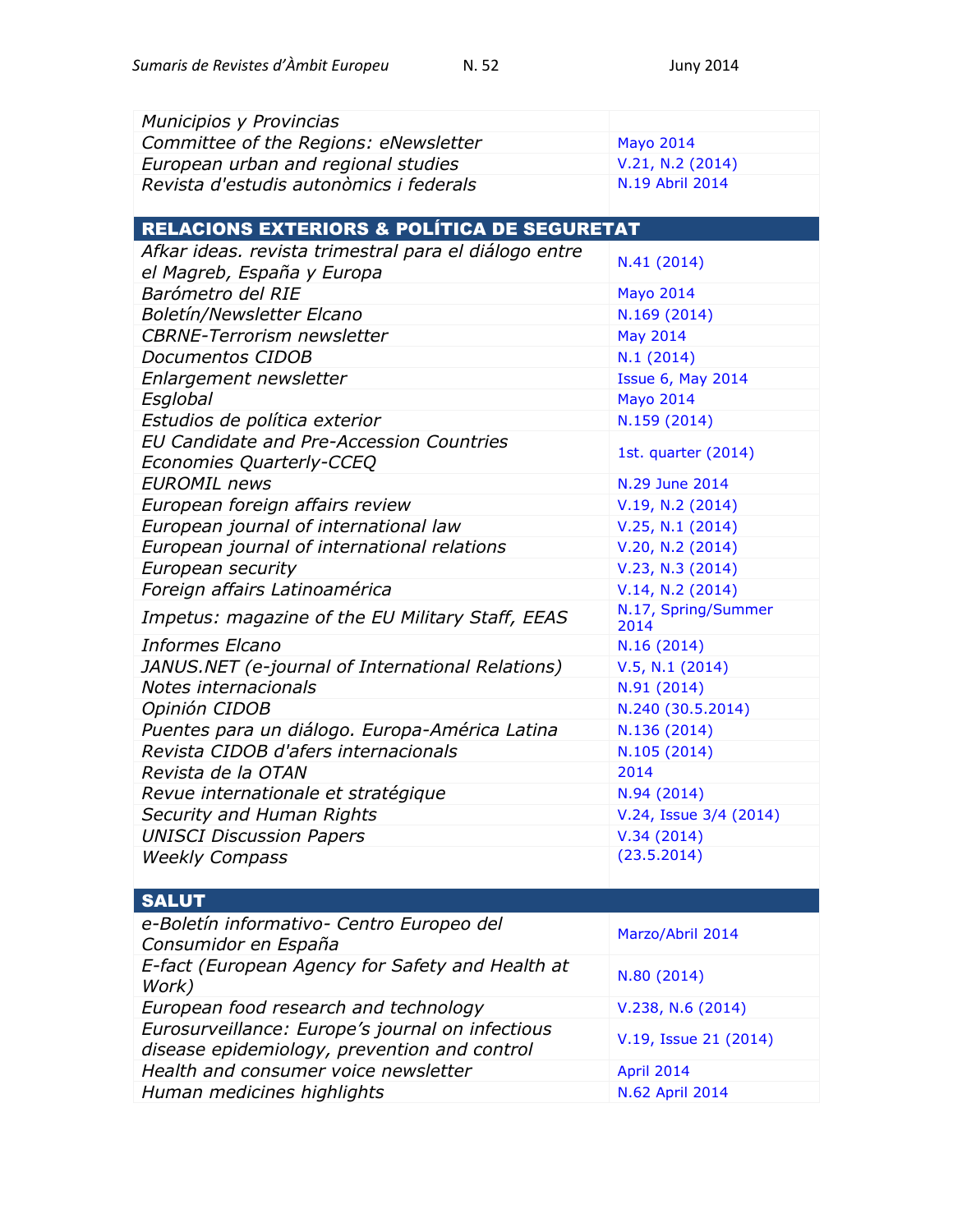| | |
|---|---|
| *Municipios y Provincias* | |
| *Committee of the Regions: eNewsletter* | Mayo 2014 |
| *European urban and regional studies* | V.21, N.2 (2014) |
| *Revista d'estudis autonòmics i federals* | N.19 Abril 2014 |

## RELACIONS EXTERIORS & POLÍTICA DE SEGURETAT

| | |
|---|---|
| *Afkar ideas. revista trimestral para el diálogo entre el Magreb, España y Europa* | N.41 (2014) |
| *Barómetro del RIE* | Mayo 2014 |
| *Boletín/Newsletter Elcano* | N.169 (2014) |
| *CBRNE-Terrorism newsletter* | May 2014 |
| *Documentos CIDOB* | N.1 (2014) |
| *Enlargement newsletter* | Issue 6, May 2014 |
| *Esglobal* | Mayo 2014 |
| *Estudios de política exterior* | N.159 (2014) |
| *EU Candidate and Pre-Accession Countries Economies Quarterly-CCEQ* | 1st. quarter (2014) |
| *EUROMIL news* | N.29 June 2014 |
| *European foreign affairs review* | V.19, N.2 (2014) |
| *European journal of international law* | V.25, N.1 (2014) |
| *European journal of international relations* | V.20, N.2 (2014) |
| *European security* | V.23, N.3 (2014) |
| *Foreign affairs Latinoamérica* | V.14, N.2 (2014) |
| *Impetus: magazine of the EU Military Staff, EEAS* | N.17, Spring/Summer 2014 |
| *Informes Elcano* | N.16 (2014) |
| *JANUS.NET (e-journal of International Relations)* | V.5, N.1 (2014) |
| *Notes internacionals* | N.91 (2014) |
| *Opinión CIDOB* | N.240 (30.5.2014) |
| *Puentes para un diálogo. Europa-América Latina* | N.136 (2014) |
| *Revista CIDOB d'afers internacionals* | N.105 (2014) |
| *Revista de la OTAN* | 2014 |
| *Revue internationale et stratégique* | N.94 (2014) |
| *Security and Human Rights* | V.24, Issue 3/4 (2014) |
| *UNISCI Discussion Papers* | V.34 (2014) |
| *Weekly Compass* | (23.5.2014) |

## SALUT

| | |
|---|---|
| *e-Boletín informativo- Centro Europeo del Consumidor en España* | Marzo/Abril 2014 |
| *E-fact (European Agency for Safety and Health at Work)* | N.80 (2014) |
| *European food research and technology* | V.238, N.6 (2014) |
| *Eurosurveillance: Europe's journal on infectious disease epidemiology, prevention and control* | V.19, Issue 21 (2014) |
| *Health and consumer voice newsletter* | April 2014 |
| *Human medicines highlights* | N.62 April 2014 |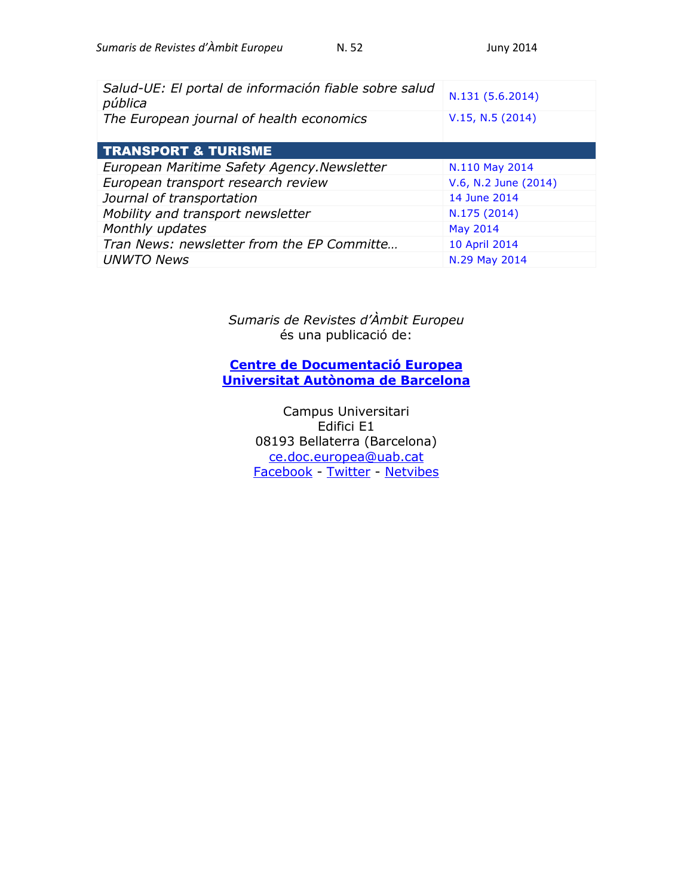| | |
|---|---|
| *Salud-UE: El portal de información fiable sobre salud pública* | N.131 (5.6.2014) |
| *The European journal of health economics* | V.15, N.5 (2014) |
| **TRANSPORT & TURISME** | |
| *European Maritime Safety Agency.Newsletter* | N.110 May 2014 |
| *European transport research review* | V.6, N.2 June (2014) |
| *Journal of transportation* | 14 June 2014 |
| *Mobility and transport newsletter* | N.175 (2014) |
| *Monthly updates* | May 2014 |
| *Tran News: newsletter from the EP Committe…* | 10 April 2014 |
| *UNWTO News* | N.29 May 2014 |

*Sumaris de Revistes d'Àmbit Europeu*
és una publicació de:

**Centre de Documentació Europea**
**Universitat Autònoma de Barcelona**

Campus Universitari
Edifici E1
08193 Bellaterra (Barcelona)
ce.doc.europea@uab.cat
Facebook - Twitter - Netvibes